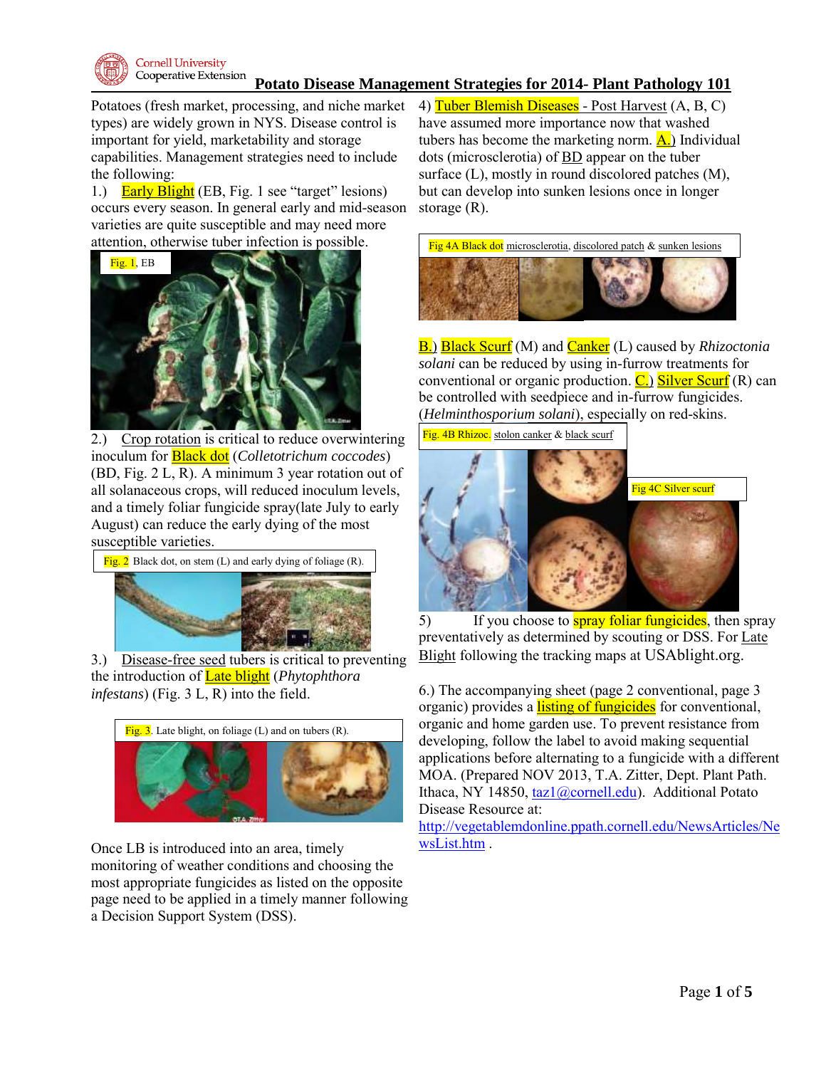# Potato Disease Management Strategies for 2014- Plant Pathology 101

Potatoes (fresh market, processing, and niche market types) are widely grown in NYS. Disease control is important for yield, marketability and storage capabilities. Management strategies need to include the following:

1.) Early Blight (EB, Fig. 1 see "target" lesions) occurs every season. In general early and mid-season varieties are quite susceptible and may need more attention, otherwise tuber infection is possible.

Fig. 1, EB

2.) Crop rotation is critical to reduce overwintering inoculum for Black dot (*Colletotrichum coccodes*) (BD, Fig. 2 L, R). A minimum 3 year rotation out of all solanaceous crops, will reduced inoculum levels, and a timely foliar fungicide spray(late July to early August) can reduce the early dying of the most susceptible varieties.

Fig. 2 Black dot, on stem (L) and early dying of foliage (R).

3.) Disease-free seed tubers is critical to preventing the introduction of Late blight (*Phytophthora infestans*) (Fig. 3 L, R) into the field.

Fig. 3. Late blight, on foliage (L) and on tubers (R).

Once LB is introduced into an area, timely monitoring of weather conditions and choosing the most appropriate fungicides as listed on the opposite page need to be applied in a timely manner following a Decision Support System (DSS).

4) Tuber Blemish Diseases - Post Harvest (A, B, C) have assumed more importance now that washed tubers has become the marketing norm. A.) Individual dots (microsclerotia) of BD appear on the tuber surface (L), mostly in round discolored patches (M), but can develop into sunken lesions once in longer storage (R).

Fig 4A Black dot microsclerotia, discolored patch & sunken lesions

B.) Black Scurf (M) and Canker (L) caused by *Rhizoctonia solani* can be reduced by using in-furrow treatments for conventional or organic production. C.) Silver Scurf (R) can be controlled with seedpiece and in-furrow fungicides. (*Helminthosporium solani*), especially on red-skins.

Fig. 4B Rhizoc. stolon canker & black scurf

Fig 4C Silver scurf

5) If you choose to spray foliar fungicides, then spray preventatively as determined by scouting or DSS. For Late Blight following the tracking maps at USAblight.org.

6.) The accompanying sheet (page 2 conventional, page 3 organic) provides a listing of fungicides for conventional, organic and home garden use. To prevent resistance from developing, follow the label to avoid making sequential applications before alternating to a fungicide with a different MOA. (Prepared NOV 2013, T.A. Zitter, Dept. Plant Path. Ithaca, NY 14850, taz1@cornell.edu). Additional Potato Disease Resource at: http://vegetablemdonline.ppath.cornell.edu/NewsArticles/NewsList.htm .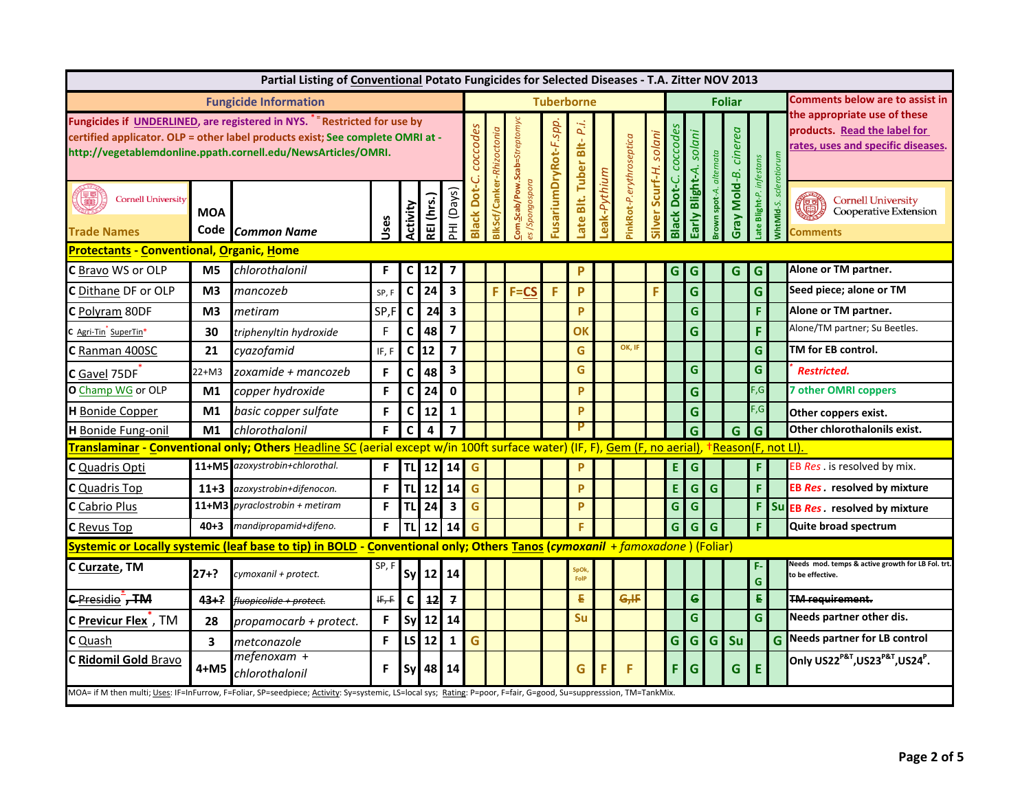# Partial Listing of Conventional Potato Fungicides for Selected Diseases - T.A. Zitter NOV 2013

**Fungicides if UNDERLINED, are registered in NYS.** * = **Restricted for use by certified applicator. OLP = other label products exist; See complete OMRI at - http://vegetablemdonline.ppath.cornell.edu/NewsArticles/OMRI.**

**Comments below are to assist in the appropriate use of these products. Read the label for rates, uses and specific diseases.**

| Fungicide Information | | | | | | | Tuberborne | | | | | | | | Foliar | | | | | | Comments |
|---|---|---|---|---|---|---|---|---|---|---|---|---|---|---|---|---|---|---|---|---|---|
| Trade Names | MOA Code | Common Name | Uses | Activity | REI (hrs.) | PHI (Days) | Black Dot-*C. coccodes* | BlkScf/Canker-*Rhizoctonia* | Com.Scab/Pow.Scab=*Streptomyces*/*Spongospora* | FusariumDryRot-*F.spp.* | Late Blt. Tuber Blt- *P.i.* | Leak-*Pythium* | PinkRot-*P.erythroseptica* | Silver Scurf-*H. solani* | Black Dot-*C. coccodes* | Early Blight-*A. solani* | Brown spot-*A. alternata* | Gray Mold-*B. cinerea* | Late Blight-*P. infestans* | WhtMld-*S. sclerotiorum* | Comments |
| **Protectants - Conventional, Organic, Home** | | | | | | | | | | | | | | | | | | | | | |
| C Bravo WS or OLP | M5 | *chlorothalonil* | F | C | 12 | 7 | | | | | P | | | | G | G | | G | G | | Alone or TM partner. |
| C Dithane DF or OLP | M3 | *mancozeb* | SP, F | C | 24 | 3 | | F | F=CS | F | P | | | F | | G | | | G | | Seed piece; alone or TM |
| C Polyram 80DF | M3 | *metiram* | SP,F | C | 24 | 3 | | | | | P | | | | | G | | | F | | Alone or TM partner. |
| C Agri-Tin* SuperTin* | 30 | *triphenyltin hydroxide* | F | C | 48 | 7 | | | | | OK | | | | | G | | | F | | Alone/TM partner; Su Beetles. |
| C Ranman 400SC | 21 | *cyazofamid* | IF, F | C | 12 | 7 | | | | | G | | OK, IF | | | | | | G | | TM for EB control. |
| C Gavel 75DF* | 22+M3 | *zoxamide + mancozeb* | F | C | 48 | 3 | | | | | G | | | | | G | | | G | | * *Restricted.* |
| O Champ WG or OLP | M1 | *copper hydroxide* | F | C | 24 | 0 | | | | | P | | | | | G | | | F,G | | 7 other OMRI coppers |
| H Bonide Copper | M1 | *basic copper sulfate* | F | C | 12 | 1 | | | | | P | | | | | G | | | F,G | | Other coppers exist. |
| H Bonide Fung-onil | M1 | *chlorothalonil* | F | C | 4 | 7 | | | | | P | | | | | G | | G | G | | Other chlorothalonils exist. |
| **Translaminar - Conventional only; Others Headline SC (aerial except w/in 100ft surface water) (IF, F), Gem (F, no aerial), †Reason(F, not LI).** | | | | | | | | | | | | | | | | | | | | | |
| C Quadris Opti | 11+M5 | *azoxystrobin+chlorothal.* | F | TL | 12 | 14 | G | | | | P | | | | E | G | | | F | | EB *Res*. is resolved by mix. |
| C Quadris Top | 11+3 | *azoxystrobin+difenocon.* | F | TL | 12 | 14 | G | | | | P | | | | E | G | G | | F | | EB *Res*. resolved by mixture |
| C Cabrio Plus | 11+M3 | *pyraclostrobin + metiram* | F | TL | 24 | 3 | G | | | | P | | | | G | G | | | F | Su | EB *Res*. resolved by mixture |
| C Revus Top | 40+3 | *mandipropamid+difeno.* | F | TL | 12 | 14 | G | | | | F | | | | G | G | G | | F | | Quite broad spectrum |
| **Systemic or Locally systemic (leaf base to tip) in BOLD - Conventional only; Others Tanos (*cymoxanil* + *famoxadone*) (Foliar)** | | | | | | | | | | | | | | | | | | | | | |
| C **Curzate**, TM | 27+? | *cymoxanil + protect.* | SP, F | Sy | 12 | 14 | | | | | SpOk, FolP | | | | | | | | F-G | | Needs mod. temps & active growth for LB Fol. trt. to be effective. |
| ~~C Presidio*, TM~~ | ~~43+?~~ | ~~*fluopicolide + protect.*~~ | ~~IF, F~~ | ~~C~~ | ~~12~~ | ~~7~~ | | | | | ~~F~~ | | ~~G,IF~~ | | | ~~G~~ | | | ~~F~~ | | ~~TM requirement.~~ |
| C **Previcur Flex***, TM | 28 | *propamocarb + protect.* | F | Sy | 12 | 14 | | | | | Su | | | | | G | | | G | | Needs partner other dis. |
| C Quash | 3 | *metconazole* | F | LS | 12 | 1 | G | | | | | | | | G | G | G | Su | | G | Needs partner for LB control |
| C **Ridomil Gold** Bravo | 4+M5 | *mefenoxam + chlorothalonil* | F | Sy | 48 | 14 | | | | | G | F | F | | F | G | | G | E | | Only US22[P&T],US23[P&T],US24[P]. |

MOA= if M then multi; Uses: IF=InFurrow, F=Foliar, SP=seedpiece; Activity: Sy=systemic, LS=local sys; Rating: P=poor, F=fair, G=good, Su=suppresssion, TM=TankMix.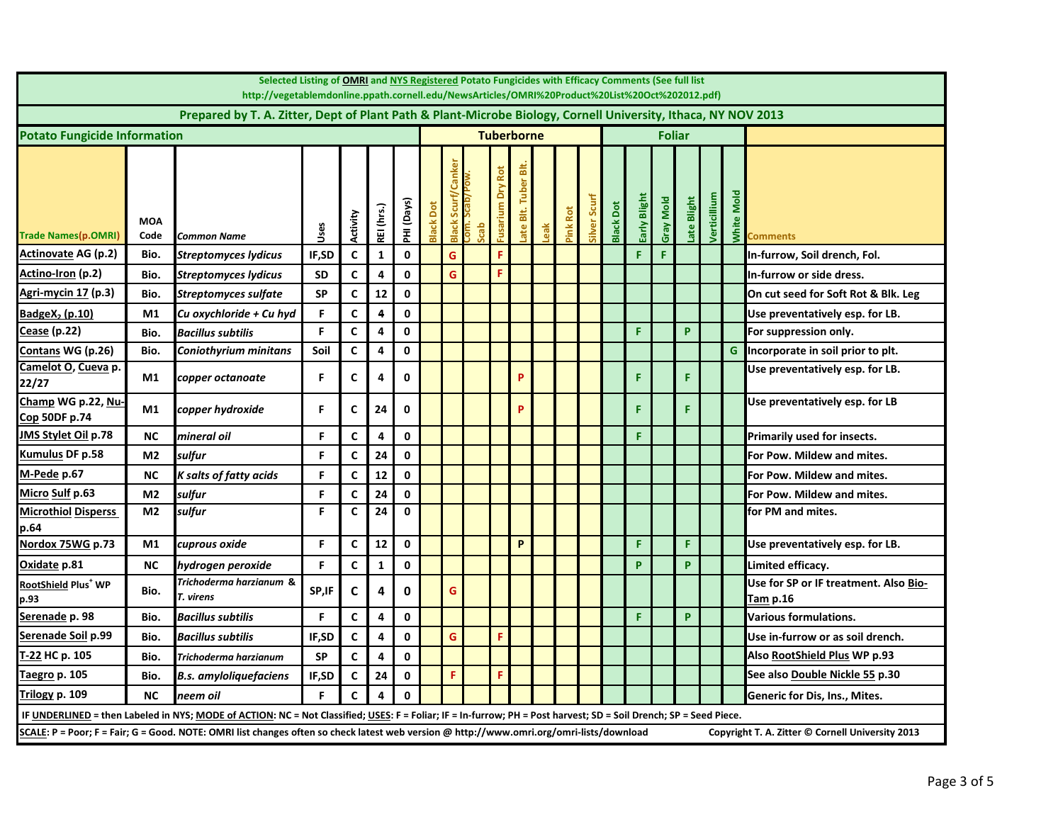Selected Listing of OMRI and NYS Registered Potato Fungicides with Efficacy Comments (See full list http://vegetablemdonline.ppath.cornell.edu/NewsArticles/OMRI%20Product%20List%20Oct%202012.pdf)

Prepared by T. A. Zitter, Dept of Plant Path & Plant-Microbe Biology, Cornell University, Ithaca, NY NOV 2013

| Potato Fungicide Information | | | | | | | Tuberborne | | | | | | | | Foliar | | | | | | |
|---|---|---|---|---|---|---|---|---|---|---|---|---|---|---|---|---|---|---|---|---|---|
| Trade Names(p.OMRI) | MOA Code | Common Name | Uses | Activity | REI (hrs.) | PHI (Days) | Black Dot | Black Scurf/Canker | Com. Scab/Pow. Scab | Fusarium Dry Rot | Late Blt. Tuber Blt. | Leak | Pink Rot | Silver Scurf | Black Dot | Early Blight | Gray Mold | Late Blight | Verticillium | White Mold | Comments |
| Actinovate AG (p.2) | Bio. | *Streptomyces lydicus* | IF,SD | C | 1 | 0 | | G | | F | | | | | | F | F | | | | In-furrow, Soil drench, Fol. |
| Actino-Iron (p.2) | Bio. | *Streptomyces lydicus* | SD | C | 4 | 0 | | G | | F | | | | | | | | | | | In-furrow or side dress. |
| Agri-mycin 17 (p.3) | Bio. | *Streptomyces sulfate* | SP | C | 12 | 0 | | | | | | | | | | | | | | | On cut seed for Soft Rot & Blk. Leg |
| BadgeX$_2$ (p.10) | M1 | *Cu oxychloride + Cu hyd* | F | C | 4 | 0 | | | | | | | | | | | | | | | Use preventatively esp. for LB. |
| Cease (p.22) | Bio. | *Bacillus subtilis* | F | C | 4 | 0 | | | | | | | | | | F | | P | | | For suppression only. |
| Contans WG (p.26) | Bio. | *Coniothyrium minitans* | Soil | C | 4 | 0 | | | | | | | | | | | | | | G | Incorporate in soil prior to plt. |
| Camelot O, Cueva p. 22/27 | M1 | *copper octanoate* | F | C | 4 | 0 | | | | | P | | | | | F | | F | | | Use preventatively esp. for LB. |
| Champ WG p.22, Nu-Cop 50DF p.74 | M1 | *copper hydroxide* | F | C | 24 | 0 | | | | | P | | | | | F | | F | | | Use preventatively esp. for LB |
| JMS Stylet Oil p.78 | NC | *mineral oil* | F | C | 4 | 0 | | | | | | | | | | F | | | | | Primarily used for insects. |
| Kumulus DF p.58 | M2 | *sulfur* | F | C | 24 | 0 | | | | | | | | | | | | | | | For Pow. Mildew and mites. |
| M-Pede p.67 | NC | *K salts of fatty acids* | F | C | 12 | 0 | | | | | | | | | | | | | | | For Pow. Mildew and mites. |
| Micro Sulf p.63 | M2 | *sulfur* | F | C | 24 | 0 | | | | | | | | | | | | | | | For Pow. Mildew and mites. |
| Microthiol Disperss p.64 | M2 | *sulfur* | F | C | 24 | 0 | | | | | | | | | | | | | | | for PM and mites. |
| Nordox 75WG p.73 | M1 | *cuprous oxide* | F | C | 12 | 0 | | | | | P | | | | | F | | F | | | Use preventatively esp. for LB. |
| Oxidate p.81 | NC | *hydrogen peroxide* | F | C | 1 | 0 | | | | | | | | | | P | | P | | | Limited efficacy. |
| RootShield Plus+ WP p.93 | Bio. | *Trichoderma harzianum & T. virens* | SP,IF | C | 4 | 0 | | G | | | | | | | | | | | | | Use for SP or IF treatment. Also Bio-Tam p.16 |
| Serenade p. 98 | Bio. | *Bacillus subtilis* | F | C | 4 | 0 | | | | | | | | | | F | | P | | | Various formulations. |
| Serenade Soil p.99 | Bio. | *Bacillus subtilis* | IF,SD | C | 4 | 0 | | G | | F | | | | | | | | | | | Use in-furrow or as soil drench. |
| T-22 HC p. 105 | Bio. | *Trichoderma harzianum* | SP | C | 4 | 0 | | | | | | | | | | | | | | | Also RootShield Plus WP p.93 |
| Taegro p. 105 | Bio. | *B.s. amyloliquefaciens* | IF,SD | C | 24 | 0 | | F | | F | | | | | | | | | | | See also Double Nickle 55 p.30 |
| Trilogy p. 109 | NC | *neem oil* | F | C | 4 | 0 | | | | | | | | | | | | | | | Generic for Dis, Ins., Mites. |

IF UNDERLINED = then Labeled in NYS; MODE of ACTION: NC = Not Classified; USES: F = Foliar; IF = In-furrow; PH = Post harvest; SD = Soil Drench; SP = Seed Piece.

SCALE: P = Poor; F = Fair; G = Good. NOTE: OMRI list changes often so check latest web version @ http://www.omri.org/omri-lists/download Copyright T. A. Zitter © Cornell University 2013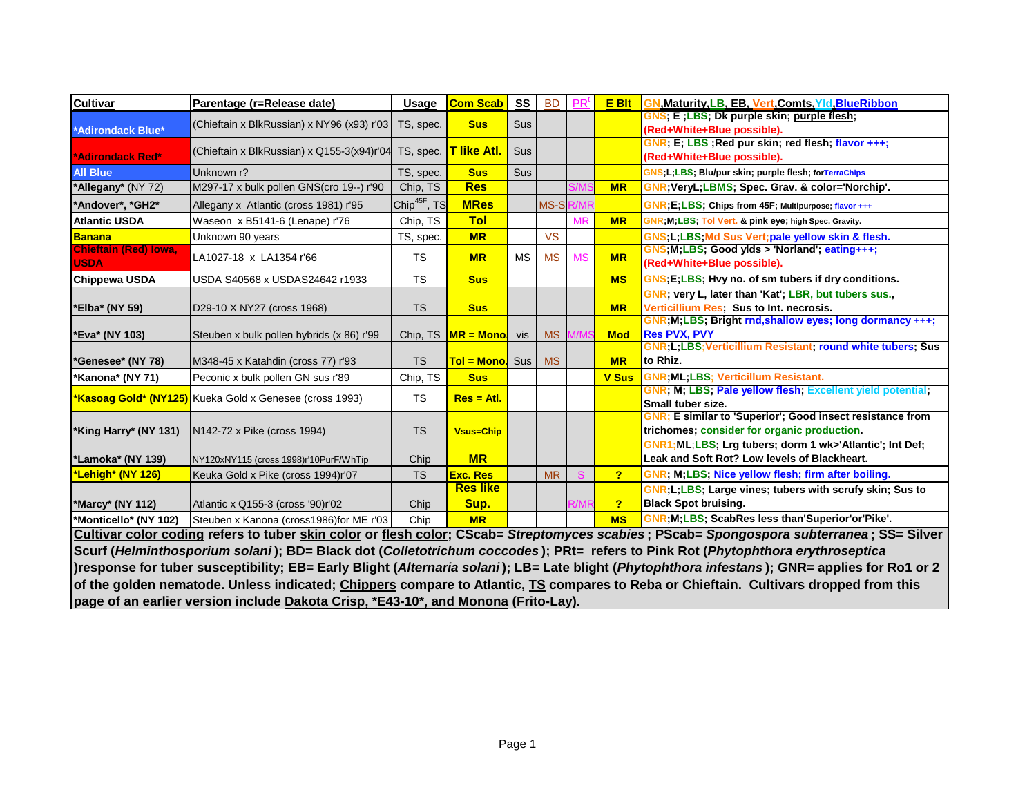| Cultivar | Parentage (r=Release date) | Usage | Com Scab | SS | BD | PR[t] | E Blt | GN,Maturity,LB, EB, Vert,Comts,Yld,BlueRibbon |
|---|---|---|---|---|---|---|---|---|
| *Adirondack Blue* | (Chieftain x BlkRussian) x NY96 (x93) r'03 | TS, spec. | Sus | Sus | | | | GNS; E ;LBS; Dk purple skin; purple flesh; (Red+White+Blue possible). |
| *Adirondack Red* | (Chieftain x BlkRussian) x Q155-3(x94)r'04 | TS, spec. | T like Atl. | Sus | | | | GNR; E; LBS ;Red pur skin; red flesh; flavor +++; (Red+White+Blue possible). |
| All Blue | Unknown r? | TS, spec. | Sus | Sus | | | | GNS;L;LBS; Blu/pur skin; purple flesh; forTerraChips |
| *Allegany* (NY 72) | M297-17 x bulk pollen GNS(cro 19--) r'90 | Chip, TS | Res | | | S/MS | MR | GNR;VeryL;LBMS; Spec. Grav. & color='Norchip'. |
| *Andover*, *GH2* | Allegany x Atlantic (cross 1981) r'95 | Chip[45F], TS | MRes | | MS-S | R/MR | | GNR;E;LBS; Chips from 45F; Multipurpose; flavor +++ |
| Atlantic USDA | Waseon x B5141-6 (Lenape) r'76 | Chip, TS | Tol | | | MR | MR | GNR;M;LBS; Tol Vert. & pink eye; high Spec. Gravity. |
| Banana | Unknown 90 years | TS, spec. | MR | | VS | | | GNS;L;LBS;Md Sus Vert;pale yellow skin & flesh. |
| Chieftain (Red) Iowa, USDA | LA1027-18 x LA1354 r'66 | TS | MR | MS | MS | MS | MR | GNS;M;LBS; Good ylds > 'Norland'; eating+++; (Red+White+Blue possible). |
| Chippewa USDA | USDA S40568 x USDAS24642 r1933 | TS | Sus | | | | MS | GNS;E;LBS; Hvy no. of sm tubers if dry conditions. |
| *Elba* (NY 59) | D29-10 X NY27 (cross 1968) | TS | Sus | | | | MR | GNR; very L, later than 'Kat'; LBR, but tubers sus., Verticillium Res; Sus to Int. necrosis. |
| *Eva* (NY 103) | Steuben x bulk pollen hybrids (x 86) r'99 | Chip, TS | MR = Mono | vis | MS | M/MS | Mod | GNR;M;LBS; Bright rnd,shallow eyes; long dormancy +++; Res PVX, PVY |
| *Genesee* (NY 78) | M348-45 x Katahdin (cross 77) r'93 | TS | Tol = Mono. | Sus | MS | | MR | GNR;L;LBS;Verticillium Resistant; round white tubers; Sus to Rhiz. |
| *Kanona* (NY 71) | Peconic x bulk pollen GN sus r'89 | Chip, TS | Sus | | | | V Sus | GNR;ML;LBS; Verticillum Resistant. |
| *Kasoag Gold* (NY125) | Kueka Gold x Genesee (cross 1993) | TS | Res = Atl. | | | | | GNR; M; LBS; Pale yellow flesh; Excellent yield potential; Small tuber size. |
| *King Harry* (NY 131) | N142-72 x Pike (cross 1994) | TS | Vsus=Chip | | | | | GNR; E similar to 'Superior'; Good insect resistance from trichomes; consider for organic production. |
| *Lamoka* (NY 139) | NY120xNY115 (cross 1998)r'10PurF/WhTip | Chip | MR | | | | | GNR1;ML;LBS; Lrg tubers; dorm 1 wk>'Atlantic'; Int Def; Leak and Soft Rot? Low levels of Blackheart. |
| *Lehigh* (NY 126) | Keuka Gold x Pike (cross 1994)r'07 | TS | Exc. Res | | MR | S | ? | GNR; M;LBS; Nice yellow flesh; firm after boiling. |
| *Marcy* (NY 112) | Atlantic x Q155-3 (cross '90)r'02 | Chip | Res like Sup. | | | R/MR | ? | GNR;L;LBS; Large vines; tubers with scrufy skin; Sus to Black Spot bruising. |
| *Monticello* (NY 102) | Steuben x Kanona (cross1986)for ME r'03 | Chip | MR | | | | MS | GNR;M;LBS; ScabRes less than'Superior'or'Pike'. |

**Cultivar color coding refers to tuber skin color or flesh color; CScab= *Streptomyces scabies*; PScab= *Spongospora subterranea*; SS= Silver Scurf (*Helminthosporium solani*); BD= Black dot (*Colletotrichum coccodes*); PRt= refers to Pink Rot (*Phytophthora erythroseptica*)response for tuber susceptibility; EB= Early Blight (*Alternaria solani*); LB= Late blight (*Phytophthora infestans*); GNR= applies for Ro1 or 2 of the golden nematode. Unless indicated; Chippers compare to Atlantic, TS compares to Reba or Chieftain. Cultivars dropped from this page of an earlier version include Dakota Crisp, *E43-10*, and Monona (Frito-Lay).**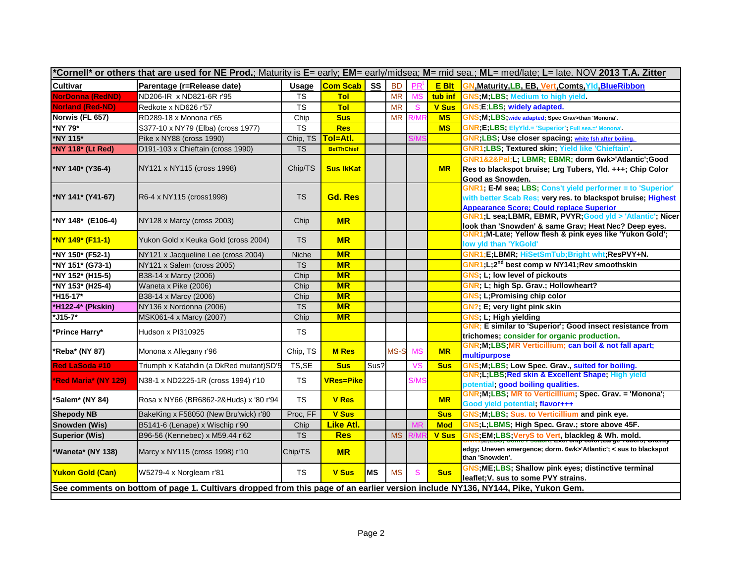**\*Cornell\* or others that are used for NE Prod.**; Maturity is **E**= early; **EM**= early/midsea; **M**= mid sea.; **ML**= med/late; **L**= late. NOV **2013 T.A. Zitter**

| Cultivar | Parentage (r=Release date) | Usage | Com Scab | SS | BD | PR[t] | E Blt | GN,Maturity,LB, EB, Vert,Comts,Yld,BlueRibbon |
|---|---|---|---|---|---|---|---|---|
| NorDonna (RedND) | ND206-IR x ND821-6R r'95 | TS | Tol | | MR | MS | tub inf | GNS;M;LBS; Medium to high yield. |
| Norland (Red-ND) | Redkote x ND626 r'57 | TS | Tol | | MR | S | V Sus | GNS;E;LBS; widely adapted. |
| Norwis (FL 657) | RD289-18 x Monona r'65 | Chip | Sus | | MR | R/MR | MS | GNS;M;LBS;wide adapted; Spec Grav>than 'Monona'. |
| \*NY 79\* | S377-10 x NY79 (Elba) (cross 1977) | TS | Res | | | | MS | GNR;E;LBS; ElyYld.= 'Superior'; Full sea.=' Monona'. |
| \*NY 115\* | Pike x NY88 (cross 1990) | Chip, TS | Tol=Atl. | | | S/MS | | GNR;LBS; Use closer spacing; white fsh after boiling. |
| \*NY 118\* (Lt Red) | D191-103 x Chieftain (cross 1990) | TS | BetThChief | | | | | GNR1;LBS; Textured skin; Yield like 'Chieftain'. |
| \*NY 140\* (Y36-4) | NY121 x NY115 (cross 1998) | Chip/TS | Sus IkKat | | | | MR | GNR1&2&Pal;L; LBMR; EBMR; dorm 6wk>'Atlantic';Good Res to blackspot bruise; Lrg Tubers, Yld. +++; Chip Color Good as Snowden. |
| \*NY 141\* (Y41-67) | R6-4 x NY115 (cross1998) | TS | Gd. Res | | | | | GNR1; E-M sea; LBS; Cons't yield performer = to 'Superior' with better Scab Res; very res. to blackspot bruise; Highest Appearance Score; Could replace Superior |
| \*NY 148\* (E106-4) | NY128 x Marcy (cross 2003) | Chip | MR | | | | | GNR1;L sea;LBMR, EBMR, PVYR;Good yld > 'Atlantic'; Nicer look than 'Snowden' & same Grav; Heat Nec? Deep eyes. |
| \*NY 149\* (F11-1) | Yukon Gold x Keuka Gold (cross 2004) | TS | MR | | | | | GNR1;M-Late; Yellow flesh & pink eyes like 'Yukon Gold'; low yld than 'YkGold' |
| \*NY 150\* (F52-1) | NY121 x Jacqueline Lee (cross 2004) | Niche | MR | | | | | GNR1;E;LBMR; HiSetSmTub;Bright wht;ResPVY+N. |
| \*NY 151\* (G73-1) | NY121 x Salem (cross 2005) | TS | MR | | | | | GNR1;L;2nd best comp w NY141;Rev smoothskin |
| \*NY 152\* (H15-5) | B38-14 x Marcy (2006) | Chip | MR | | | | | GNS; L; low level of pickouts |
| \*NY 153\* (H25-4) | Waneta x Pike (2006) | Chip | MR | | | | | GNR; L; high Sp. Grav.; Hollowheart? |
| \*H15-17\* | B38-14 x Marcy (2006) | Chip | MR | | | | | GNS; L;Promising chip color |
| \*H122-4\* (Pkskin) | NY136 x Nordonna (2006) | TS | MR | | | | | GN?; E; very light pink skin |
| \*J15-7\* | MSK061-4 x Marcy (2007) | Chip | MR | | | | | GNS; L; High yielding |
| \*Prince Harry\* | Hudson x PI310925 | TS | | | | | | GNR; E similar to 'Superior'; Good insect resistance from trichomes; consider for organic production. |
| \*Reba\* (NY 87) | Monona x Allegany r'96 | Chip, TS | M Res | | MS-S | MS | MR | GNR;M;LBS;MR Verticillium; can boil & not fall apart; multipurpose |
| Red LaSoda #10 | Triumph x Katahdin (a DkRed mutant)SD'5 | TS,SE | Sus | Sus? | | VS | Sus | GNS;M;LBS; Low Spec. Grav., suited for boiling. |
| \*Red Maria\* (NY 129) | N38-1 x ND2225-1R (cross 1994) r'10 | TS | VRes=Pike | | | S/MS | | GNR;L;LBS;Red skin & Excellent Shape; High yield potential; good boiling qualities. |
| \*Salem\* (NY 84) | Rosa x NY66 (BR6862-2&Huds) x '80 r'94 | TS | V Res | | | | MR | GNR;M;LBS; MR to Verticillium; Spec. Grav. = 'Monona'; Good yield potential; flavor+++ |
| Shepody NB | BakeKing x F58050 (New Bru'wick) r'80 | Proc, FF | V Sus | | | | Sus | GNS;M;LBS; Sus. to Verticillium and pink eye. |
| Snowden (Wis) | B5141-6 (Lenape) x Wischip r'90 | Chip | Like Atl. | | | MR | Mod | GNS;L;LBMS; High Spec. Grav.; store above 45F. |
| Superior (Wis) | B96-56 (Kennebec) x M59.44 r'62 | TS | Res | | MS | R/MR | V Sus | GNS;EM;LBS;VeryS to Vert, blackleg & Wh. mold. |
| \*Waneta\* (NY 138) | Marcy x NY115 (cross 1998) r'10 | Chip/TS | MR | | | | | GNR1;E;LBS; Some Pscab; Exc. chip color;Large Tubers; Gravity edgy; Uneven emergence; dorm. 6wk>'Atlantic'; < sus to blackspot than 'Snowden'. |
| Yukon Gold (Can) | W5279-4 x Norgleam r'81 | TS | V Sus | MS | MS | S | Sus | GNS;ME;LBS; Shallow pink eyes; distinctive terminal leaflet;V. sus to some PVY strains. |

**See comments on bottom of page 1. Cultivars dropped from this page of an earlier version include NY136, NY144, Pike, Yukon Gem.**